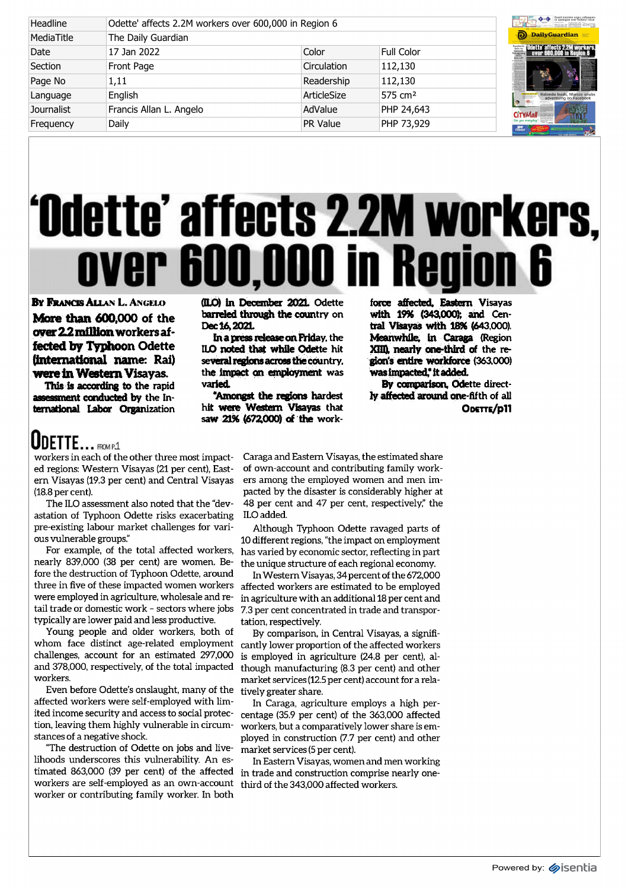| Headline | Odette' affects 2.2M workers over 600,000 in Region 6 | | |
|---|---|---|---|
| MediaTitle | The Daily Guardian | | |
| Date | 17 Jan 2022 | Color | Full Color |
| Section | Front Page | Circulation | 112,130 |
| Page No | 1,11 | Readership | 112,130 |
| Language | English | ArticleSize | 575 cm² |
| Journalist | Francis Allan L. Angelo | AdValue | PHP 24,643 |
| Frequency | Daily | PR Value | PHP 73,929 |

# 'Odette' affects 2.2M workers, over 600,000 in Region 6

**By Francis Allan L. Angelo**

**More than 600,000 of the over 2.2 million workers affected by Typhoon Odette (international name: Rai) were in Western Visayas.**

This is according to the rapid assessment conducted by the International Labor Organization (ILO) in December 2021. Odette barreled through the country on Dec 16, 2021.

In a press release on Friday, the ILO noted that while Odette hit several regions across the country, the impact on employment was varied.

"Amongst the regions hardest hit were Western Visayas that saw 21% (672,000) of the workforce affected, Eastern Visayas with 19% (343,000); and Central Visayas with 18% (643,000). Meanwhile, in Caraga (Region XIII), nearly one-third of the region's entire workforce (363,000) was impacted," it added.

By comparison, Odette directly affected around one-fifth of all

ODETTE/p11

## ODETTE... FROM P.1

workers in each of the other three most impacted regions: Western Visayas (21 per cent), Eastern Visayas (19.3 per cent) and Central Visayas (18.8 per cent).

The ILO assessment also noted that the "devastation of Typhoon Odette risks exacerbating pre-existing labour market challenges for various vulnerable groups."

For example, of the total affected workers, nearly 839,000 (38 per cent) are women. Before the destruction of Typhoon Odette, around three in five of these impacted women workers were employed in agriculture, wholesale and retail trade or domestic work – sectors where jobs typically are lower paid and less productive.

Young people and older workers, both of whom face distinct age-related employment challenges, account for an estimated 297,000 and 378,000, respectively, of the total impacted workers.

Even before Odette's onslaught, many of the affected workers were self-employed with limited income security and access to social protection, leaving them highly vulnerable in circumstances of a negative shock.

"The destruction of Odette on jobs and livelihoods underscores this vulnerability. An estimated 863,000 (39 per cent) of the affected workers are self-employed as an own-account worker or contributing family worker. In both Caraga and Eastern Visayas, the estimated share of own-account and contributing family workers among the employed women and men impacted by the disaster is considerably higher at 48 per cent and 47 per cent, respectively," the ILO added.

Although Typhoon Odette ravaged parts of 10 different regions, "the impact on employment has varied by economic sector, reflecting in part the unique structure of each regional economy.

In Western Visayas, 34 percent of the 672,000 affected workers are estimated to be employed in agriculture with an additional 18 per cent and 7.3 per cent concentrated in trade and transportation, respectively.

By comparison, in Central Visayas, a significantly lower proportion of the affected workers is employed in agriculture (24.8 per cent), although manufacturing (8.3 per cent) and other market services (12.5 per cent) account for a relatively greater share.

In Caraga, agriculture employs a high percentage (35.9 per cent) of the 363,000 affected workers, but a comparatively lower share is employed in construction (7.7 per cent) and other market services (5 per cent).

In Eastern Visayas, women and men working in trade and construction comprise nearly one-third of the 343,000 affected workers.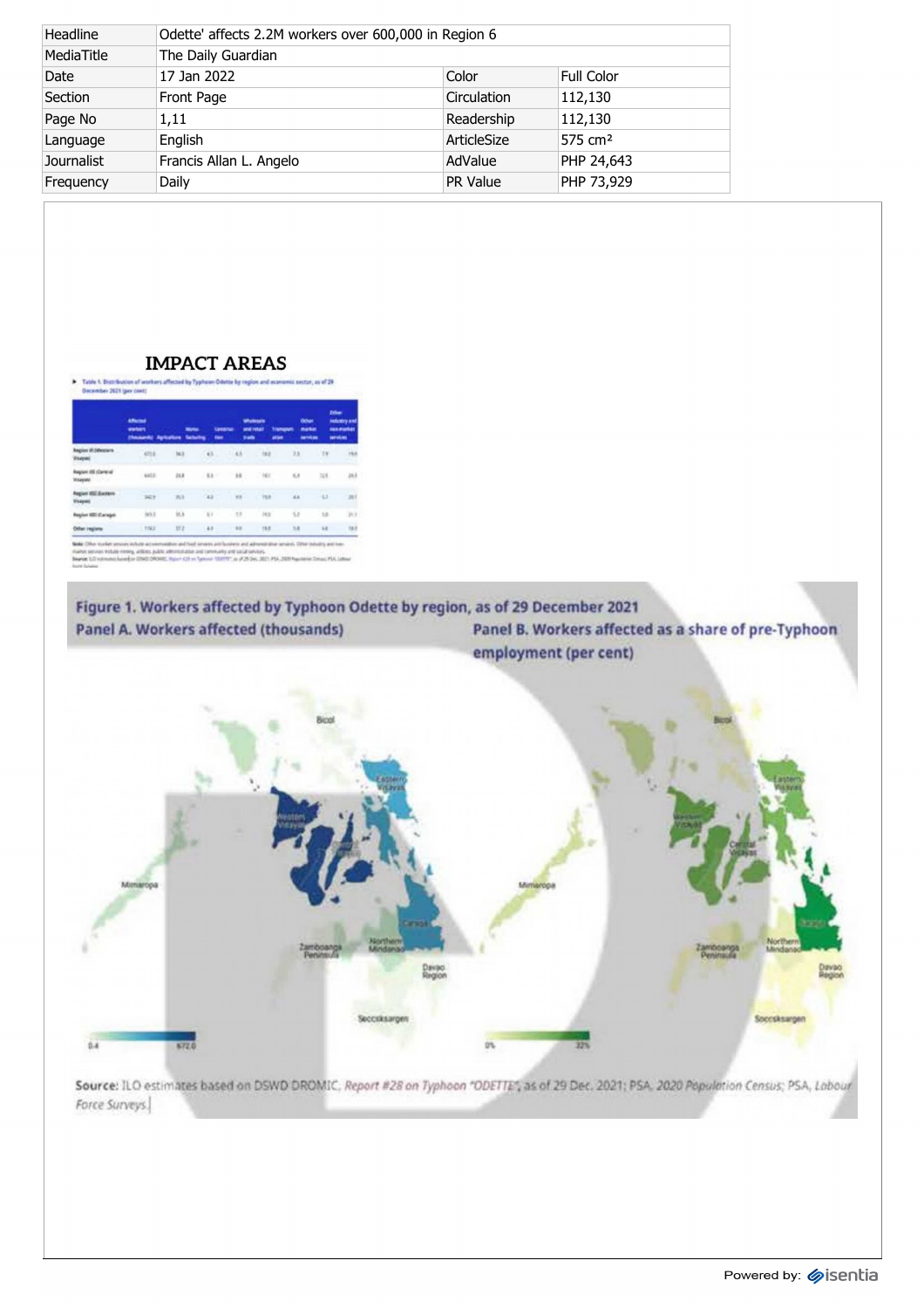| | | | |
|---|---|---|---|
| Headline | Odette' affects 2.2M workers over 600,000 in Region 6 | | |
| MediaTitle | The Daily Guardian | | |
| Date | 17 Jan 2022 | Color | Full Color |
| Section | Front Page | Circulation | 112,130 |
| Page No | 1,11 | Readership | 112,130 |
| Language | English | ArticleSize | 575 cm² |
| Journalist | Francis Allan L. Angelo | AdValue | PHP 24,643 |
| Frequency | Daily | PR Value | PHP 73,929 |

## IMPACT AREAS

Table 1. Distribution of workers affected by Typhoon Odette by region and economic sector, as of 29 December 2021 (per cent)

| | Affected workers (thousands) | Agriculture | Manufacturing | Construction | Wholesale and retail trade | Transportation | Other market services | Other industry and non-market services |
|---|---|---|---|---|---|---|---|---|
| Region VI (Western Visayas) | 672.0 | 34.2 | 6.5 | 6.3 | 18.0 | 7.3 | 7.9 | 19.8 |
| Region VII (Central Visayas) | 443.0 | 26.8 | 8.6 | 8.8 | 18.1 | 6.4 | 12.5 | 20.3 |
| Region VIII (Eastern Visayas) | 342.9 | 35.3 | 4.2 | 9.9 | 15.9 | 4.6 | 5.1 | 20.1 |
| Region XIII (Caraga) | 303.3 | 35.3 | 6.1 | 7.7 | 19.0 | 5.2 | 5.8 | 21.1 |
| Other regions | 174.2 | 37.2 | 4.3 | 9.9 | 15.8 | 5.8 | 6.6 | 18.0 |

Note: Other market services include accommodation and food services and business and administrative services. Other industry and non-market services include mining, utilities, public administration and community and social services.
Source: ILO estimates based on DSWD DROMIC, Report #28 on Typhoon "ODETTE", as of 29 Dec. 2021; PSA, 2020 Population Census; PSA, Labour Force Surveys.

**Figure 1. Workers affected by Typhoon Odette by region, as of 29 December 2021**

**Panel A. Workers affected (thousands)**

Bicol
Eastern Visayas
Western Visayas
Central Visayas
Mimaropa
Caraga
Zamboanga Peninsula
Northern Mindanao
Davao Region
Soccsksargen
0.4
672.0

**Panel B. Workers affected as a share of pre-Typhoon employment (per cent)**

Bicol
Eastern Visayas
Western Visayas
Central Visayas
Mimaropa
Caraga
Zamboanga Peninsula
Northern Mindanao
Davao Region
Soccsksargen
0%
32%

Source: ILO estimates based on DSWD DROMIC, *Report #28 on Typhoon "ODETTE"*, as of 29 Dec. 2021; PSA, *2020 Population Census*; PSA, *Labour Force Surveys*.